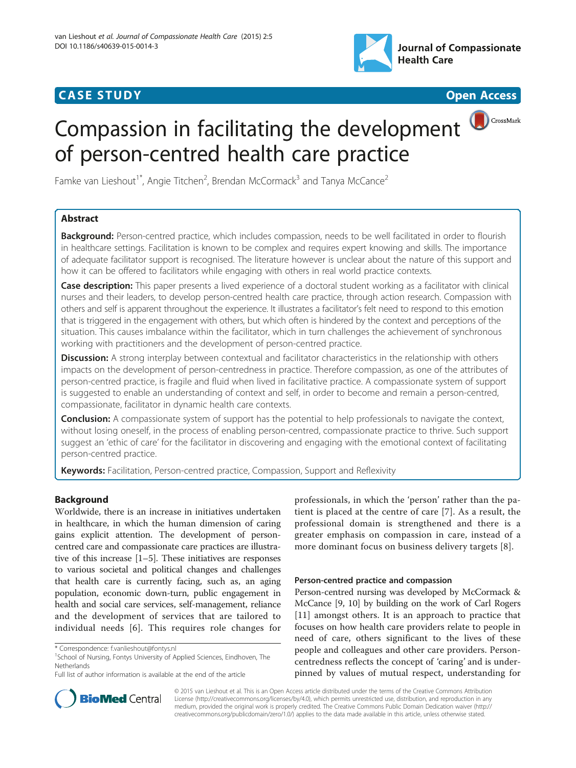CASE STUDY

Open Access

# Compassion in facilitating the development of person-centred health care practice

Famke van Lieshout[1*], Angie Titchen[2], Brendan McCormack[3] and Tanya McCance[2]

## Abstract

**Background:** Person-centred practice, which includes compassion, needs to be well facilitated in order to flourish in healthcare settings. Facilitation is known to be complex and requires expert knowing and skills. The importance of adequate facilitator support is recognised. The literature however is unclear about the nature of this support and how it can be offered to facilitators while engaging with others in real world practice contexts.

**Case description:** This paper presents a lived experience of a doctoral student working as a facilitator with clinical nurses and their leaders, to develop person-centred health care practice, through action research. Compassion with others and self is apparent throughout the experience. It illustrates a facilitator's felt need to respond to this emotion that is triggered in the engagement with others, but which often is hindered by the context and perceptions of the situation. This causes imbalance within the facilitator, which in turn challenges the achievement of synchronous working with practitioners and the development of person-centred practice.

**Discussion:** A strong interplay between contextual and facilitator characteristics in the relationship with others impacts on the development of person-centredness in practice. Therefore compassion, as one of the attributes of person-centred practice, is fragile and fluid when lived in facilitative practice. A compassionate system of support is suggested to enable an understanding of context and self, in order to become and remain a person-centred, compassionate, facilitator in dynamic health care contexts.

**Conclusion:** A compassionate system of support has the potential to help professionals to navigate the context, without losing oneself, in the process of enabling person-centred, compassionate practice to thrive. Such support suggest an 'ethic of care' for the facilitator in discovering and engaging with the emotional context of facilitating person-centred practice.

**Keywords:** Facilitation, Person-centred practice, Compassion, Support and Reflexivity

## Background

Worldwide, there is an increase in initiatives undertaken in healthcare, in which the human dimension of caring gains explicit attention. The development of person-centred care and compassionate care practices are illustrative of this increase [1–5]. These initiatives are responses to various societal and political changes and challenges that health care is currently facing, such as, an aging population, economic down-turn, public engagement in health and social care services, self-management, reliance and the development of services that are tailored to individual needs [6]. This requires role changes for professionals, in which the 'person' rather than the patient is placed at the centre of care [7]. As a result, the professional domain is strengthened and there is a greater emphasis on compassion in care, instead of a more dominant focus on business delivery targets [8].

### Person-centred practice and compassion

Person-centred nursing was developed by McCormack & McCance [9, 10] by building on the work of Carl Rogers [11] amongst others. It is an approach to practice that focuses on how health care providers relate to people in need of care, others significant to the lives of these people and colleagues and other care providers. Person-centredness reflects the concept of 'caring' and is underpinned by values of mutual respect, understanding for

* Correspondence: f.vanlieshout@fontys.nl
[1]School of Nursing, Fontys University of Applied Sciences, Eindhoven, The Netherlands
Full list of author information is available at the end of the article

© 2015 van Lieshout et al. This is an Open Access article distributed under the terms of the Creative Commons Attribution License (http://creativecommons.org/licenses/by/4.0), which permits unrestricted use, distribution, and reproduction in any medium, provided the original work is properly credited. The Creative Commons Public Domain Dedication waiver (http://creativecommons.org/publicdomain/zero/1.0/) applies to the data made available in this article, unless otherwise stated.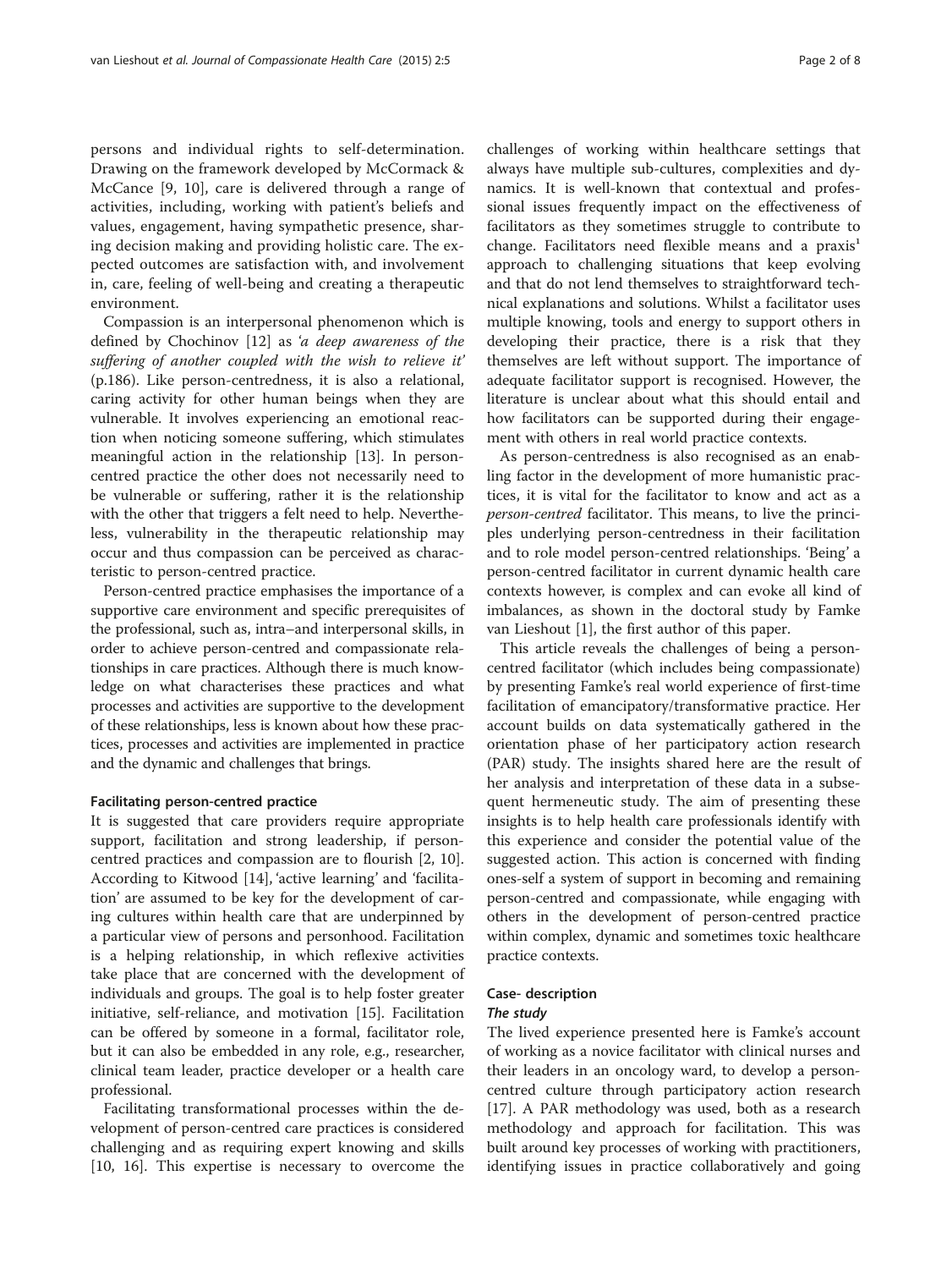persons and individual rights to self-determination. Drawing on the framework developed by McCormack & McCance [9, 10], care is delivered through a range of activities, including, working with patient's beliefs and values, engagement, having sympathetic presence, sharing decision making and providing holistic care. The expected outcomes are satisfaction with, and involvement in, care, feeling of well-being and creating a therapeutic environment.

Compassion is an interpersonal phenomenon which is defined by Chochinov [12] as *'a deep awareness of the suffering of another coupled with the wish to relieve it'* (p.186). Like person-centredness, it is also a relational, caring activity for other human beings when they are vulnerable. It involves experiencing an emotional reaction when noticing someone suffering, which stimulates meaningful action in the relationship [13]. In person-centred practice the other does not necessarily need to be vulnerable or suffering, rather it is the relationship with the other that triggers a felt need to help. Nevertheless, vulnerability in the therapeutic relationship may occur and thus compassion can be perceived as characteristic to person-centred practice.

Person-centred practice emphasises the importance of a supportive care environment and specific prerequisites of the professional, such as, intra–and interpersonal skills, in order to achieve person-centred and compassionate relationships in care practices. Although there is much knowledge on what characterises these practices and what processes and activities are supportive to the development of these relationships, less is known about how these practices, processes and activities are implemented in practice and the dynamic and challenges that brings.

#### Facilitating person-centred practice

It is suggested that care providers require appropriate support, facilitation and strong leadership, if person-centred practices and compassion are to flourish [2, 10]. According to Kitwood [14], 'active learning' and 'facilitation' are assumed to be key for the development of caring cultures within health care that are underpinned by a particular view of persons and personhood. Facilitation is a helping relationship, in which reflexive activities take place that are concerned with the development of individuals and groups. The goal is to help foster greater initiative, self-reliance, and motivation [15]. Facilitation can be offered by someone in a formal, facilitator role, but it can also be embedded in any role, e.g., researcher, clinical team leader, practice developer or a health care professional.

Facilitating transformational processes within the development of person-centred care practices is considered challenging and as requiring expert knowing and skills [10, 16]. This expertise is necessary to overcome the challenges of working within healthcare settings that always have multiple sub-cultures, complexities and dynamics. It is well-known that contextual and professional issues frequently impact on the effectiveness of facilitators as they sometimes struggle to contribute to change. Facilitators need flexible means and a praxis[1] approach to challenging situations that keep evolving and that do not lend themselves to straightforward technical explanations and solutions. Whilst a facilitator uses multiple knowing, tools and energy to support others in developing their practice, there is a risk that they themselves are left without support. The importance of adequate facilitator support is recognised. However, the literature is unclear about what this should entail and how facilitators can be supported during their engagement with others in real world practice contexts.

As person-centredness is also recognised as an enabling factor in the development of more humanistic practices, it is vital for the facilitator to know and act as a *person-centred* facilitator. This means, to live the principles underlying person-centredness in their facilitation and to role model person-centred relationships. 'Being' a person-centred facilitator in current dynamic health care contexts however, is complex and can evoke all kind of imbalances, as shown in the doctoral study by Famke van Lieshout [1], the first author of this paper.

This article reveals the challenges of being a person-centred facilitator (which includes being compassionate) by presenting Famke's real world experience of first-time facilitation of emancipatory/transformative practice. Her account builds on data systematically gathered in the orientation phase of her participatory action research (PAR) study. The insights shared here are the result of her analysis and interpretation of these data in a subsequent hermeneutic study. The aim of presenting these insights is to help health care professionals identify with this experience and consider the potential value of the suggested action. This action is concerned with finding ones-self a system of support in becoming and remaining person-centred and compassionate, while engaging with others in the development of person-centred practice within complex, dynamic and sometimes toxic healthcare practice contexts.

### Case- description

#### *The study*

The lived experience presented here is Famke's account of working as a novice facilitator with clinical nurses and their leaders in an oncology ward, to develop a person-centred culture through participatory action research [17]. A PAR methodology was used, both as a research methodology and approach for facilitation. This was built around key processes of working with practitioners, identifying issues in practice collaboratively and going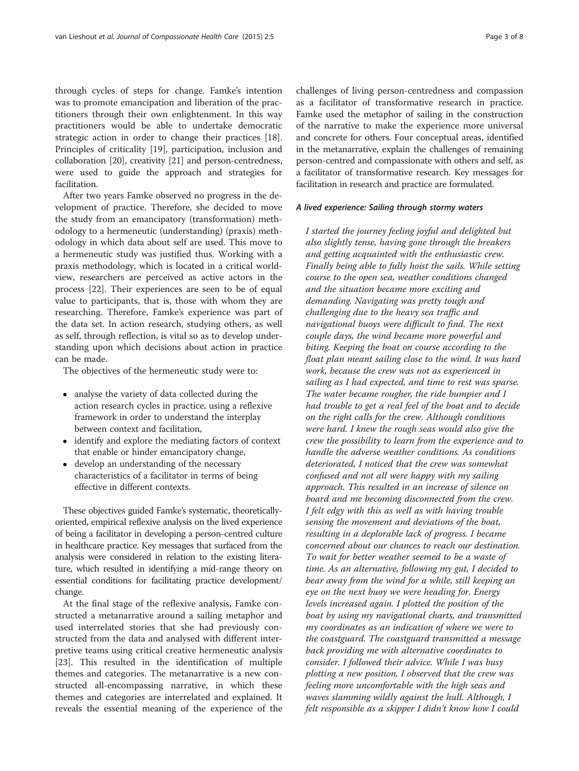through cycles of steps for change. Famke's intention was to promote emancipation and liberation of the practitioners through their own enlightenment. In this way practitioners would be able to undertake democratic strategic action in order to change their practices [18]. Principles of criticality [19], participation, inclusion and collaboration [20], creativity [21] and person-centredness, were used to guide the approach and strategies for facilitation.

After two years Famke observed no progress in the development of practice. Therefore, she decided to move the study from an emancipatory (transformation) methodology to a hermeneutic (understanding) (praxis) methodology in which data about self are used. This move to a hermeneutic study was justified thus. Working with a praxis methodology, which is located in a critical worldview, researchers are perceived as active actors in the process [22]. Their experiences are seen to be of equal value to participants, that is, those with whom they are researching. Therefore, Famke's experience was part of the data set. In action research, studying others, as well as self, through reflection, is vital so as to develop understanding upon which decisions about action in practice can be made.

The objectives of the hermeneutic study were to:

- analyse the variety of data collected during the action research cycles in practice, using a reflexive framework in order to understand the interplay between context and facilitation,
- identify and explore the mediating factors of context that enable or hinder emancipatory change,
- develop an understanding of the necessary characteristics of a facilitator in terms of being effective in different contexts.

These objectives guided Famke's systematic, theoretically-oriented, empirical reflexive analysis on the lived experience of being a facilitator in developing a person-centred culture in healthcare practice. Key messages that surfaced from the analysis were considered in relation to the existing literature, which resulted in identifying a mid-range theory on essential conditions for facilitating practice development/ change.

At the final stage of the reflexive analysis, Famke constructed a metanarrative around a sailing metaphor and used interrelated stories that she had previously constructed from the data and analysed with different interpretive teams using critical creative hermeneutic analysis [23]. This resulted in the identification of multiple themes and categories. The metanarrative is a new constructed all-encompassing narrative, in which these themes and categories are interrelated and explained. It reveals the essential meaning of the experience of the challenges of living person-centredness and compassion as a facilitator of transformative research in practice. Famke used the metaphor of sailing in the construction of the narrative to make the experience more universal and concrete for others. Four conceptual areas, identified in the metanarrative, explain the challenges of remaining person-centred and compassionate with others and self, as a facilitator of transformative research. Key messages for facilitation in research and practice are formulated.

#### *A lived experience: Sailing through stormy waters*

*I started the journey feeling joyful and delighted but also slightly tense, having gone through the breakers and getting acquainted with the enthusiastic crew. Finally being able to fully hoist the sails. While setting course to the open sea, weather conditions changed and the situation became more exciting and demanding. Navigating was pretty tough and challenging due to the heavy sea traffic and navigational buoys were difficult to find. The next couple days, the wind became more powerful and biting. Keeping the boat on course according to the float plan meant sailing close to the wind. It was hard work, because the crew was not as experienced in sailing as I had expected, and time to rest was sparse. The water became rougher, the ride bumpier and I had trouble to get a real feel of the boat and to decide on the right calls for the crew. Although conditions were hard. I knew the rough seas would also give the crew the possibility to learn from the experience and to handle the adverse weather conditions. As conditions deteriorated, I noticed that the crew was somewhat confused and not all were happy with my sailing approach. This resulted in an increase of silence on board and me becoming disconnected from the crew. I felt edgy with this as well as with having trouble sensing the movement and deviations of the boat, resulting in a deplorable lack of progress. I became concerned about our chances to reach our destination. To wait for better weather seemed to be a waste of time. As an alternative, following my gut, I decided to bear away from the wind for a while, still keeping an eye on the next buoy we were heading for. Energy levels increased again. I plotted the position of the boat by using my navigational charts, and transmitted my coordinates as an indication of where we were to the coastguard. The coastguard transmitted a message back providing me with alternative coordinates to consider. I followed their advice. While I was busy plotting a new position, I observed that the crew was feeling more uncomfortable with the high seas and waves slamming wildly against the hull. Although, I felt responsible as a skipper I didn't know how I could*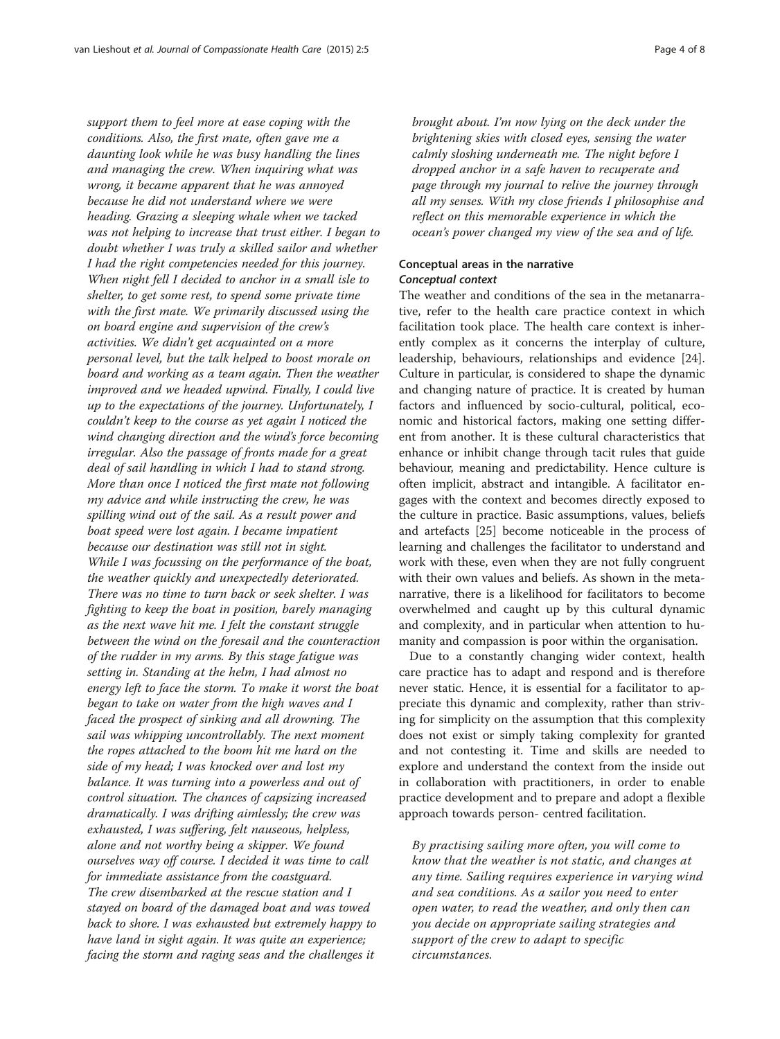*support them to feel more at ease coping with the conditions. Also, the first mate, often gave me a daunting look while he was busy handling the lines and managing the crew. When inquiring what was wrong, it became apparent that he was annoyed because he did not understand where we were heading. Grazing a sleeping whale when we tacked was not helping to increase that trust either. I began to doubt whether I was truly a skilled sailor and whether I had the right competencies needed for this journey. When night fell I decided to anchor in a small isle to shelter, to get some rest, to spend some private time with the first mate. We primarily discussed using the on board engine and supervision of the crew's activities. We didn't get acquainted on a more personal level, but the talk helped to boost morale on board and working as a team again. Then the weather improved and we headed upwind. Finally, I could live up to the expectations of the journey. Unfortunately, I couldn't keep to the course as yet again I noticed the wind changing direction and the wind's force becoming irregular. Also the passage of fronts made for a great deal of sail handling in which I had to stand strong. More than once I noticed the first mate not following my advice and while instructing the crew, he was spilling wind out of the sail. As a result power and boat speed were lost again. I became impatient because our destination was still not in sight.*

*While I was focussing on the performance of the boat, the weather quickly and unexpectedly deteriorated. There was no time to turn back or seek shelter. I was fighting to keep the boat in position, barely managing as the next wave hit me. I felt the constant struggle between the wind on the foresail and the counteraction of the rudder in my arms. By this stage fatigue was setting in. Standing at the helm, I had almost no energy left to face the storm. To make it worst the boat began to take on water from the high waves and I faced the prospect of sinking and all drowning. The sail was whipping uncontrollably. The next moment the ropes attached to the boom hit me hard on the side of my head; I was knocked over and lost my balance. It was turning into a powerless and out of control situation. The chances of capsizing increased dramatically. I was drifting aimlessly; the crew was exhausted, I was suffering, felt nauseous, helpless, alone and not worthy being a skipper. We found ourselves way off course. I decided it was time to call for immediate assistance from the coastguard.*

*The crew disembarked at the rescue station and I stayed on board of the damaged boat and was towed back to shore. I was exhausted but extremely happy to have land in sight again. It was quite an experience; facing the storm and raging seas and the challenges it brought about. I'm now lying on the deck under the brightening skies with closed eyes, sensing the water calmly sloshing underneath me. The night before I dropped anchor in a safe haven to recuperate and page through my journal to relive the journey through all my senses. With my close friends I philosophise and reflect on this memorable experience in which the ocean's power changed my view of the sea and of life.*

## Conceptual areas in the narrative

### *Conceptual context*

The weather and conditions of the sea in the metanarrative, refer to the health care practice context in which facilitation took place. The health care context is inherently complex as it concerns the interplay of culture, leadership, behaviours, relationships and evidence [24]. Culture in particular, is considered to shape the dynamic and changing nature of practice. It is created by human factors and influenced by socio-cultural, political, economic and historical factors, making one setting different from another. It is these cultural characteristics that enhance or inhibit change through tacit rules that guide behaviour, meaning and predictability. Hence culture is often implicit, abstract and intangible. A facilitator engages with the context and becomes directly exposed to the culture in practice. Basic assumptions, values, beliefs and artefacts [25] become noticeable in the process of learning and challenges the facilitator to understand and work with these, even when they are not fully congruent with their own values and beliefs. As shown in the metanarrative, there is a likelihood for facilitators to become overwhelmed and caught up by this cultural dynamic and complexity, and in particular when attention to humanity and compassion is poor within the organisation.

Due to a constantly changing wider context, health care practice has to adapt and respond and is therefore never static. Hence, it is essential for a facilitator to appreciate this dynamic and complexity, rather than striving for simplicity on the assumption that this complexity does not exist or simply taking complexity for granted and not contesting it. Time and skills are needed to explore and understand the context from the inside out in collaboration with practitioners, in order to enable practice development and to prepare and adopt a flexible approach towards person- centred facilitation.

*By practising sailing more often, you will come to know that the weather is not static, and changes at any time. Sailing requires experience in varying wind and sea conditions. As a sailor you need to enter open water, to read the weather, and only then can you decide on appropriate sailing strategies and support of the crew to adapt to specific circumstances.*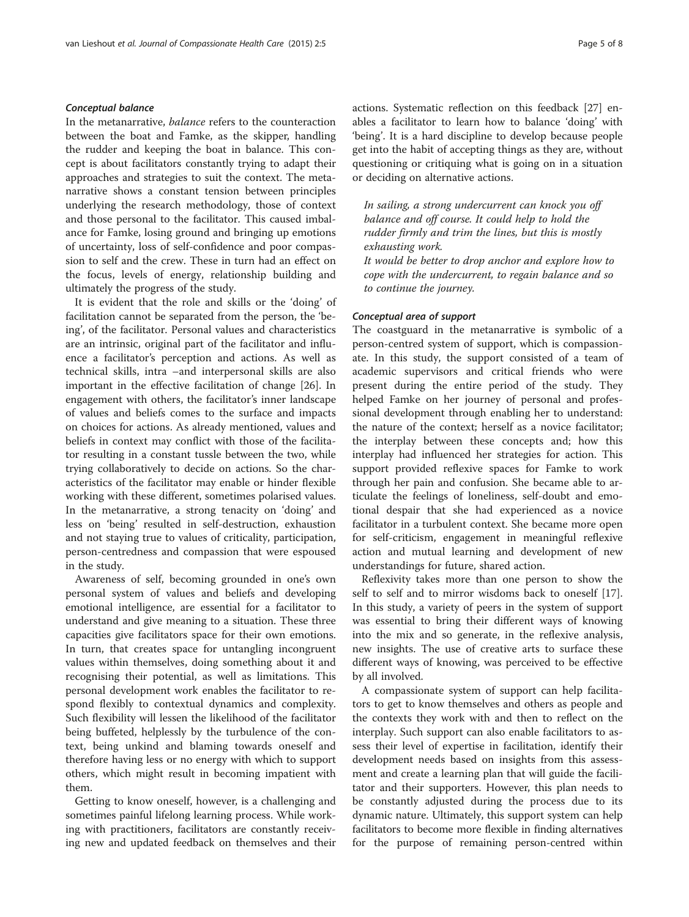### *Conceptual balance*

In the metanarrative, *balance* refers to the counteraction between the boat and Famke, as the skipper, handling the rudder and keeping the boat in balance. This concept is about facilitators constantly trying to adapt their approaches and strategies to suit the context. The metanarrative shows a constant tension between principles underlying the research methodology, those of context and those personal to the facilitator. This caused imbalance for Famke, losing ground and bringing up emotions of uncertainty, loss of self-confidence and poor compassion to self and the crew. These in turn had an effect on the focus, levels of energy, relationship building and ultimately the progress of the study.

It is evident that the role and skills or the 'doing' of facilitation cannot be separated from the person, the 'being', of the facilitator. Personal values and characteristics are an intrinsic, original part of the facilitator and influence a facilitator's perception and actions. As well as technical skills, intra –and interpersonal skills are also important in the effective facilitation of change [26]. In engagement with others, the facilitator's inner landscape of values and beliefs comes to the surface and impacts on choices for actions. As already mentioned, values and beliefs in context may conflict with those of the facilitator resulting in a constant tussle between the two, while trying collaboratively to decide on actions. So the characteristics of the facilitator may enable or hinder flexible working with these different, sometimes polarised values. In the metanarrative, a strong tenacity on 'doing' and less on 'being' resulted in self-destruction, exhaustion and not staying true to values of criticality, participation, person-centredness and compassion that were espoused in the study.

Awareness of self, becoming grounded in one's own personal system of values and beliefs and developing emotional intelligence, are essential for a facilitator to understand and give meaning to a situation. These three capacities give facilitators space for their own emotions. In turn, that creates space for untangling incongruent values within themselves, doing something about it and recognising their potential, as well as limitations. This personal development work enables the facilitator to respond flexibly to contextual dynamics and complexity. Such flexibility will lessen the likelihood of the facilitator being buffeted, helplessly by the turbulence of the context, being unkind and blaming towards oneself and therefore having less or no energy with which to support others, which might result in becoming impatient with them.

Getting to know oneself, however, is a challenging and sometimes painful lifelong learning process. While working with practitioners, facilitators are constantly receiving new and updated feedback on themselves and their actions. Systematic reflection on this feedback [27] enables a facilitator to learn how to balance 'doing' with 'being'. It is a hard discipline to develop because people get into the habit of accepting things as they are, without questioning or critiquing what is going on in a situation or deciding on alternative actions.

> *In sailing, a strong undercurrent can knock you off balance and off course. It could help to hold the rudder firmly and trim the lines, but this is mostly exhausting work.*
> *It would be better to drop anchor and explore how to cope with the undercurrent, to regain balance and so to continue the journey.*

### *Conceptual area of support*

The coastguard in the metanarrative is symbolic of a person-centred system of support, which is compassionate. In this study, the support consisted of a team of academic supervisors and critical friends who were present during the entire period of the study. They helped Famke on her journey of personal and professional development through enabling her to understand: the nature of the context; herself as a novice facilitator; the interplay between these concepts and; how this interplay had influenced her strategies for action. This support provided reflexive spaces for Famke to work through her pain and confusion. She became able to articulate the feelings of loneliness, self-doubt and emotional despair that she had experienced as a novice facilitator in a turbulent context. She became more open for self-criticism, engagement in meaningful reflexive action and mutual learning and development of new understandings for future, shared action.

Reflexivity takes more than one person to show the self to self and to mirror wisdoms back to oneself [17]. In this study, a variety of peers in the system of support was essential to bring their different ways of knowing into the mix and so generate, in the reflexive analysis, new insights. The use of creative arts to surface these different ways of knowing, was perceived to be effective by all involved.

A compassionate system of support can help facilitators to get to know themselves and others as people and the contexts they work with and then to reflect on the interplay. Such support can also enable facilitators to assess their level of expertise in facilitation, identify their development needs based on insights from this assessment and create a learning plan that will guide the facilitator and their supporters. However, this plan needs to be constantly adjusted during the process due to its dynamic nature. Ultimately, this support system can help facilitators to become more flexible in finding alternatives for the purpose of remaining person-centred within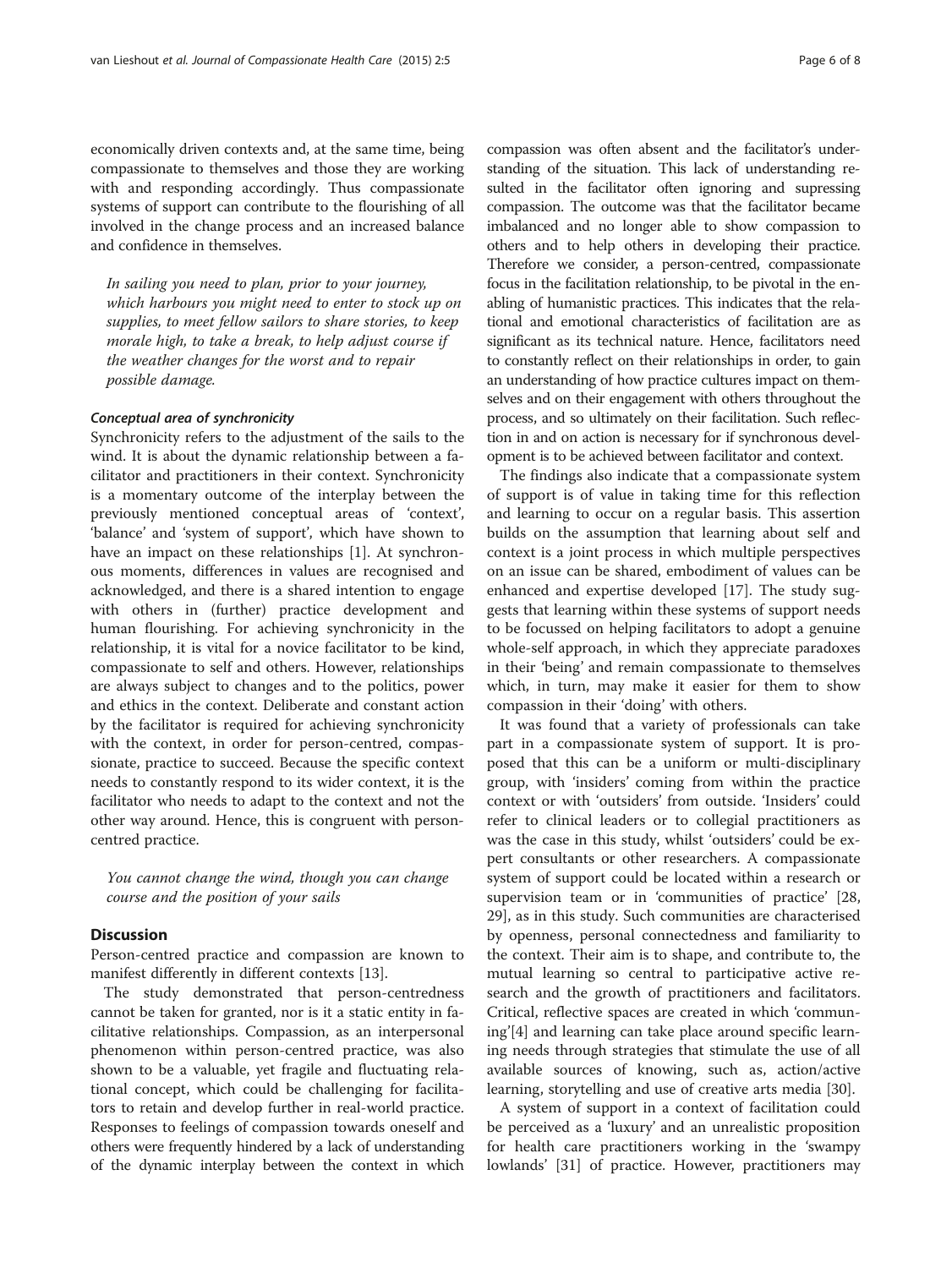economically driven contexts and, at the same time, being compassionate to themselves and those they are working with and responding accordingly. Thus compassionate systems of support can contribute to the flourishing of all involved in the change process and an increased balance and confidence in themselves.

> *In sailing you need to plan, prior to your journey, which harbours you might need to enter to stock up on supplies, to meet fellow sailors to share stories, to keep morale high, to take a break, to help adjust course if the weather changes for the worst and to repair possible damage.*

#### *Conceptual area of synchronicity*

Synchronicity refers to the adjustment of the sails to the wind. It is about the dynamic relationship between a facilitator and practitioners in their context. Synchronicity is a momentary outcome of the interplay between the previously mentioned conceptual areas of 'context', 'balance' and 'system of support', which have shown to have an impact on these relationships [1]. At synchronous moments, differences in values are recognised and acknowledged, and there is a shared intention to engage with others in (further) practice development and human flourishing. For achieving synchronicity in the relationship, it is vital for a novice facilitator to be kind, compassionate to self and others. However, relationships are always subject to changes and to the politics, power and ethics in the context. Deliberate and constant action by the facilitator is required for achieving synchronicity with the context, in order for person-centred, compassionate, practice to succeed. Because the specific context needs to constantly respond to its wider context, it is the facilitator who needs to adapt to the context and not the other way around. Hence, this is congruent with person-centred practice.

> *You cannot change the wind, though you can change course and the position of your sails*

## Discussion

Person-centred practice and compassion are known to manifest differently in different contexts [13].

The study demonstrated that person-centredness cannot be taken for granted, nor is it a static entity in facilitative relationships. Compassion, as an interpersonal phenomenon within person-centred practice, was also shown to be a valuable, yet fragile and fluctuating relational concept, which could be challenging for facilitators to retain and develop further in real-world practice. Responses to feelings of compassion towards oneself and others were frequently hindered by a lack of understanding of the dynamic interplay between the context in which compassion was often absent and the facilitator's understanding of the situation. This lack of understanding resulted in the facilitator often ignoring and supressing compassion. The outcome was that the facilitator became imbalanced and no longer able to show compassion to others and to help others in developing their practice. Therefore we consider, a person-centred, compassionate focus in the facilitation relationship, to be pivotal in the enabling of humanistic practices. This indicates that the relational and emotional characteristics of facilitation are as significant as its technical nature. Hence, facilitators need to constantly reflect on their relationships in order, to gain an understanding of how practice cultures impact on themselves and on their engagement with others throughout the process, and so ultimately on their facilitation. Such reflection in and on action is necessary for if synchronous development is to be achieved between facilitator and context.

The findings also indicate that a compassionate system of support is of value in taking time for this reflection and learning to occur on a regular basis. This assertion builds on the assumption that learning about self and context is a joint process in which multiple perspectives on an issue can be shared, embodiment of values can be enhanced and expertise developed [17]. The study suggests that learning within these systems of support needs to be focussed on helping facilitators to adopt a genuine whole-self approach, in which they appreciate paradoxes in their 'being' and remain compassionate to themselves which, in turn, may make it easier for them to show compassion in their 'doing' with others.

It was found that a variety of professionals can take part in a compassionate system of support. It is proposed that this can be a uniform or multi-disciplinary group, with 'insiders' coming from within the practice context or with 'outsiders' from outside. 'Insiders' could refer to clinical leaders or to collegial practitioners as was the case in this study, whilst 'outsiders' could be expert consultants or other researchers. A compassionate system of support could be located within a research or supervision team or in 'communities of practice' [28, 29], as in this study. Such communities are characterised by openness, personal connectedness and familiarity to the context. Their aim is to shape, and contribute to, the mutual learning so central to participative active research and the growth of practitioners and facilitators. Critical, reflective spaces are created in which 'communing'[4] and learning can take place around specific learning needs through strategies that stimulate the use of all available sources of knowing, such as, action/active learning, storytelling and use of creative arts media [30].

A system of support in a context of facilitation could be perceived as a 'luxury' and an unrealistic proposition for health care practitioners working in the 'swampy lowlands' [31] of practice. However, practitioners may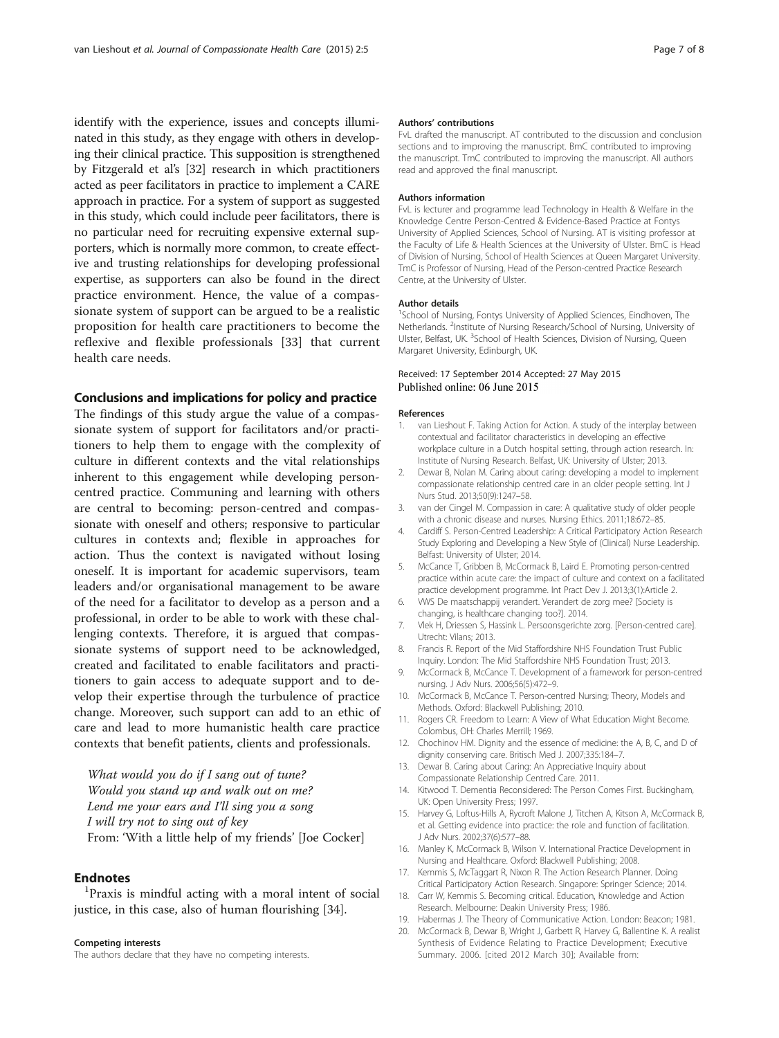identify with the experience, issues and concepts illuminated in this study, as they engage with others in developing their clinical practice. This supposition is strengthened by Fitzgerald et al's [32] research in which practitioners acted as peer facilitators in practice to implement a CARE approach in practice. For a system of support as suggested in this study, which could include peer facilitators, there is no particular need for recruiting expensive external supporters, which is normally more common, to create effective and trusting relationships for developing professional expertise, as supporters can also be found in the direct practice environment. Hence, the value of a compassionate system of support can be argued to be a realistic proposition for health care practitioners to become the reflexive and flexible professionals [33] that current health care needs.

## Conclusions and implications for policy and practice

The findings of this study argue the value of a compassionate system of support for facilitators and/or practitioners to help them to engage with the complexity of culture in different contexts and the vital relationships inherent to this engagement while developing person-centred practice. Communing and learning with others are central to becoming: person-centred and compassionate with oneself and others; responsive to particular cultures in contexts and; flexible in approaches for action. Thus the context is navigated without losing oneself. It is important for academic supervisors, team leaders and/or organisational management to be aware of the need for a facilitator to develop as a person and a professional, in order to be able to work with these challenging contexts. Therefore, it is argued that compassionate systems of support need to be acknowledged, created and facilitated to enable facilitators and practitioners to gain access to adequate support and to develop their expertise through the turbulence of practice change. Moreover, such support can add to an ethic of care and lead to more humanistic health care practice contexts that benefit patients, clients and professionals.

*What would you do if I sang out of tune?*
*Would you stand up and walk out on me?*
*Lend me your ears and I'll sing you a song*
*I will try not to sing out of key*
From: 'With a little help of my friends' [Joe Cocker]

## Endnotes

[1]Praxis is mindful acting with a moral intent of social justice, in this case, also of human flourishing [34].

#### Competing interests

The authors declare that they have no competing interests.

#### Authors' contributions

FvL drafted the manuscript. AT contributed to the discussion and conclusion sections and to improving the manuscript. BmC contributed to improving the manuscript. TmC contributed to improving the manuscript. All authors read and approved the final manuscript.

#### Authors information

FvL is lecturer and programme lead Technology in Health & Welfare in the Knowledge Centre Person-Centred & Evidence-Based Practice at Fontys University of Applied Sciences, School of Nursing. AT is visiting professor at the Faculty of Life & Health Sciences at the University of Ulster. BmC is Head of Division of Nursing, School of Health Sciences at Queen Margaret University. TmC is Professor of Nursing, Head of the Person-centred Practice Research Centre, at the University of Ulster.

#### Author details

[1]School of Nursing, Fontys University of Applied Sciences, Eindhoven, The Netherlands. [2]Institute of Nursing Research/School of Nursing, University of Ulster, Belfast, UK. [3]School of Health Sciences, Division of Nursing, Queen Margaret University, Edinburgh, UK.

Received: 17 September 2014 Accepted: 27 May 2015
Published online: 06 June 2015

#### References

1. van Lieshout F. Taking Action for Action. A study of the interplay between contextual and facilitator characteristics in developing an effective workplace culture in a Dutch hospital setting, through action research. In: Institute of Nursing Research. Belfast, UK: University of Ulster; 2013.
2. Dewar B, Nolan M. Caring about caring: developing a model to implement compassionate relationship centred care in an older people setting. Int J Nurs Stud. 2013;50(9):1247–58.
3. van der Cingel M. Compassion in care: A qualitative study of older people with a chronic disease and nurses. Nursing Ethics. 2011;18:672–85.
4. Cardiff S. Person-Centred Leadership: A Critical Participatory Action Research Study Exploring and Developing a New Style of (Clinical) Nurse Leadership. Belfast: University of Ulster; 2014.
5. McCance T, Gribben B, McCormack B, Laird E. Promoting person-centred practice within acute care: the impact of culture and context on a facilitated practice development programme. Int Pract Dev J. 2013;3(1):Article 2.
6. VWS De maatschappij verandert. Verandert de zorg mee? [Society is changing, is healthcare changing too?]. 2014.
7. Vlek H, Driessen S, Hassink L. Persoonsgerichte zorg. [Person-centred care]. Utrecht: Vilans; 2013.
8. Francis R. Report of the Mid Staffordshire NHS Foundation Trust Public Inquiry. London: The Mid Staffordshire NHS Foundation Trust; 2013.
9. McCormack B, McCance T. Development of a framework for person-centred nursing. J Adv Nurs. 2006;56(5):472–9.
10. McCormack B, McCance T. Person-centred Nursing; Theory, Models and Methods. Oxford: Blackwell Publishing; 2010.
11. Rogers CR. Freedom to Learn: A View of What Education Might Become. Colombus, OH: Charles Merrill; 1969.
12. Chochinov HM. Dignity and the essence of medicine: the A, B, C, and D of dignity conserving care. Britisch Med J. 2007;335:184–7.
13. Dewar B. Caring about Caring: An Appreciative Inquiry about Compassionate Relationship Centred Care. 2011.
14. Kitwood T. Dementia Reconsidered: The Person Comes First. Buckingham, UK: Open University Press; 1997.
15. Harvey G, Loftus-Hills A, Rycroft Malone J, Titchen A, Kitson A, McCormack B, et al. Getting evidence into practice: the role and function of facilitation. J Adv Nurs. 2002;37(6):577–88.
16. Manley K, McCormack B, Wilson V. International Practice Development in Nursing and Healthcare. Oxford: Blackwell Publishing; 2008.
17. Kemmis S, McTaggart R, Nixon R. The Action Research Planner. Doing Critical Participatory Action Research. Singapore: Springer Science; 2014.
18. Carr W, Kemmis S. Becoming critical. Education, Knowledge and Action Research. Melbourne: Deakin University Press; 1986.
19. Habermas J. The Theory of Communicative Action. London: Beacon; 1981.
20. McCormack B, Dewar B, Wright J, Garbett R, Harvey G, Ballentine K. A realist Synthesis of Evidence Relating to Practice Development; Executive Summary. 2006. [cited 2012 March 30]; Available from: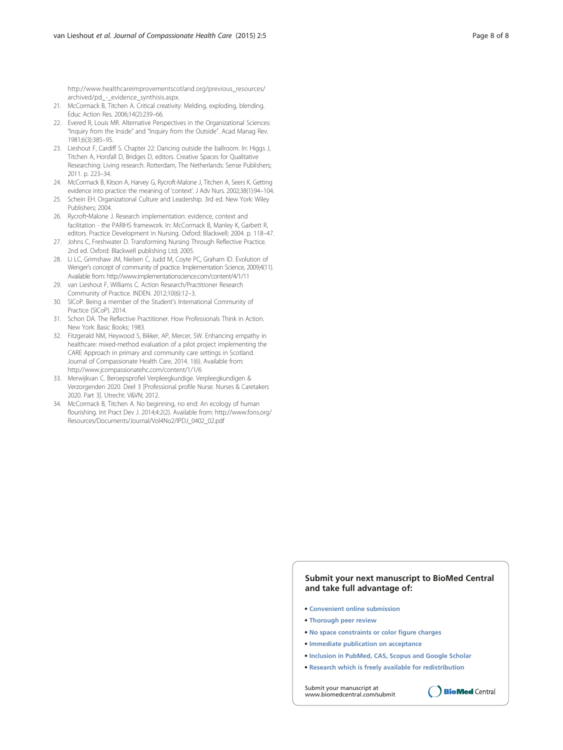http://www.healthcareimprovementscotland.org/previous_resources/archived/pd_-_evidence_synthisis.aspx.

21. McCormack B, Titchen A. Critical creativity: Melding, exploding, blending. Educ Action Res. 2006;14(2):239–66.
22. Evered R, Louis MR. Alternative Perspectives in the Organizational Sciences: "Inquiry from the Inside" and "Inquiry from the Outside". Acad Manag Rev. 1981;6(3):385–95.
23. Lieshout F, Cardiff S. Chapter 22: Dancing outside the ballroom. In: Higgs J, Titchen A, Horsfall D, Bridges D, editors. Creative Spaces for Qualitative Researching: Living research. Rotterdam, The Netherlands: Sense Publishers; 2011. p. 223–34.
24. McCormack B, Kitson A, Harvey G, Rycroft-Malone J, Titchen A, Seers K. Getting evidence into practice: the meaning of 'context'. J Adv Nurs. 2002;38(1):94–104.
25. Schein EH. Organizational Culture and Leadership. 3rd ed. New York: Wiley Publishers; 2004.
26. Rycroft-Malone J. Research implementation: evidence, context and facilitation - the PARIHS framework. In: McCormack B, Manley K, Garbett R, editors. Practice Development in Nursing. Oxford: Blackwell; 2004. p. 118–47.
27. Johns C, Freshwater D. Transforming Nursing Through Reflective Practice. 2nd ed. Oxford: Blackwell publishing Ltd; 2005.
28. Li LC, Grimshaw JM, Nielsen C, Judd M, Coyte PC, Graham ID. Evolution of Wenger's concept of community of practice. Implementation Science, 2009;4(11). Available from: http://www.implementationscience.com/content/4/1/11
29. van Lieshout F, Williams C. Action Research/Practitioner Research Community of Practice. INDEN. 2012;10(6):12–3.
30. SICoP. Being a member of the Student's International Community of Practice (SICoP). 2014.
31. Schon DA. The Reflective Practitioner. How Professionals Think in Action. New York: Basic Books; 1983.
32. Fitzgerald NM, Heywood S, Bikker, AP, Mercer, SW. Enhancing empathy in healthcare: mixed-method evaluation of a pilot project implementing the CARE Approach in primary and community care settings in Scotland. Journal of Compassionate Health Care, 2014. 1(6). Available from: http://www.jcompassionatehc.com/content/1/1/6
33. Merwijkvan C. Beroepsprofiel Verpleegkundige. Verpleegkundigen & Verzorgenden 2020. Deel 3 [Professional profile Nurse. Nurses & Caretakers 2020. Part 3]. Utrecht: V&VN; 2012.
34. McCormack B, Titchen A. No beginning, no end: An ecology of human flourishing. Int Pract Dev J. 2014;4:2(2). Available from: http://www.fons.org/Resources/Documents/Journal/Vol4No2/IPDJ_0402_02.pdf

**Submit your next manuscript to BioMed Central and take full advantage of:**

- **Convenient online submission**
- **Thorough peer review**
- **No space constraints or color figure charges**
- **Immediate publication on acceptance**
- **Inclusion in PubMed, CAS, Scopus and Google Scholar**
- **Research which is freely available for redistribution**

Submit your manuscript at
www.biomedcentral.com/submit

BioMed Central